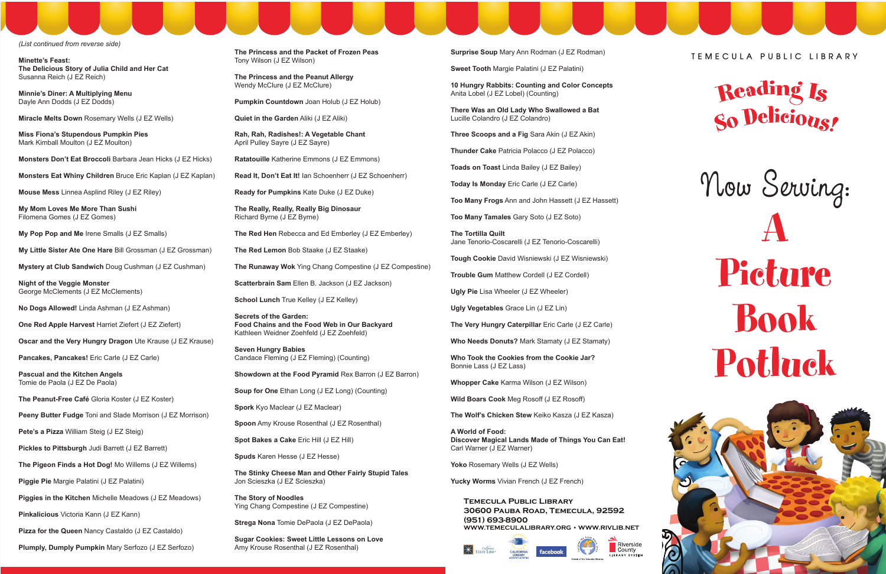*(List continued from reverse side)*

**Minette's Feast: The Delicious Story of Julia Child and Her Cat** Susanna Reich (J EZ Reich)

**Minnie's Diner: A Multiplying Menu** Dayle Ann Dodds (J EZ Dodds)

**Miracle Melts Down** Rosemary Wells (J EZ Wells)

**Miss Fiona's Stupendous Pumpkin Pies** Mark Kimball Moulton (J EZ Moulton)

**Monsters Don't Eat Broccoli** Barbara Jean Hicks (J EZ Hicks)

**Monsters Eat Whiny Children** Bruce Eric Kaplan (J EZ Kaplan)

**Mouse Mess** Linnea Asplind Riley (J EZ Riley)

**My Mom Loves Me More Than Sushi** Filomena Gomes (J EZ Gomes)

**My Pop Pop and Me** Irene Smalls (J EZ Smalls)

**My Little Sister Ate One Hare** Bill Grossman (J EZ Grossman)

**Mystery at Club Sandwich** Doug Cushman (J EZ Cushman)

**Night of the Veggie Monster** George McClements (J EZ McClements)

**No Dogs Allowed!** Linda Ashman (J EZ Ashman)

**One Red Apple Harvest** Harriet Ziefert (J EZ Ziefert)

**Oscar and the Very Hungry Dragon** Ute Krause (J EZ Krause)

**Pancakes, Pancakes!** Eric Carle (J EZ Carle)

**Pascual and the Kitchen Angels** Tomie de Paola (J EZ De Paola)

**The Peanut-Free Café** Gloria Koster (J EZ Koster)

**Peeny Butter Fudge** Toni and Slade Morrison (J EZ Morrison)

**Pete's a Pizza** William Steig (J EZ Steig)

**Pickles to Pittsburgh** Judi Barrett (J EZ Barrett)

**The Pigeon Finds a Hot Dog!** Mo Willems (J EZ Willems)

**Piggie Pie** Margie Palatini (J EZ Palatini)

**Piggies in the Kitchen** Michelle Meadows (J EZ Meadows)

**Pinkalicious** Victoria Kann (J EZ Kann)

**Pizza for the Queen** Nancy Castaldo (J EZ Castaldo)

**Plumply, Dumply Pumpkin** Mary Serfozo (J EZ Serfozo)

**The Princess and the Packet of Frozen Peas** Tony Wilson (J EZ Wilson)

**The Princess and the Peanut Allergy** Wendy McClure (J EZ McClure)

**Pumpkin Countdown** Joan Holub (J EZ Holub)

**Quiet in the Garden** Aliki (J EZ Aliki)

**Rah, Rah, Radishes!: A Vegetable Chant** April Pulley Sayre (J EZ Sayre)

**Ratatouille** Katherine Emmons (J EZ Emmons)

**Read It, Don't Eat It!** Ian Schoenherr (J EZ Schoenherr)

**Ready for Pumpkins** Kate Duke (J EZ Duke)

**The Really, Really, Really Big Dinosaur** Richard Byrne (J EZ Byrne)

**The Red Hen** Rebecca and Ed Emberley (J EZ Emberley)

**The Red Lemon** Bob Staake (J EZ Staake)

**The Runaway Wok** Ying Chang Compestine (J EZ Compestine)

**Scatterbrain Sam** Ellen B. Jackson (J EZ Jackson)

**School Lunch** True Kelley (J EZ Kelley)

**Secrets of the Garden: Food Chains and the Food Web in Our Backyard** Kathleen Weidner Zoehfeld (J EZ Zoehfeld)

**Seven Hungry Babies** Candace Fleming (J EZ Fleming) (Counting)

**Showdown at the Food Pyramid** Rex Barron (J EZ Barron)

**Soup for One** Ethan Long (J EZ Long) (Counting)

**Spork** Kyo Maclear (J EZ Maclear)

**Spoon** Amy Krouse Rosenthal (J EZ Rosenthal)

**Spot Bakes a Cake** Eric Hill (J EZ Hill)

**Spuds** Karen Hesse (J EZ Hesse)

**The Stinky Cheese Man and Other Fairly Stupid Tales** Jon Scieszka (J EZ Scieszka)

**The Story of Noodles** Ying Chang Compestine (J EZ Compestine)

**Strega Nona** Tomie DePaola (J EZ DePaola)

**Sugar Cookies: Sweet Little Lessons on Love** Amy Krouse Rosenthal (J EZ Rosenthal)

**Surprise Soup** Mary Ann Rodman (J EZ Rodman)

**Sweet Tooth** Margie Palatini (J EZ Palatini)

**10 Hungry Rabbits: Counting and Color Concepts** Anita Lobel (J EZ Lobel) (Counting)

**There Was an Old Lady Who Swallowed a Bat** Lucille Colandro (J EZ Colandro)

**Three Scoops and a Fig** Sara Akin (J EZ Akin)

**Thunder Cake** Patricia Polacco (J EZ Polacco)

**Toads on Toast** Linda Bailey (J EZ Bailey)

**Today Is Monday** Eric Carle (J EZ Carle)

**Too Many Frogs** Ann and John Hassett (J EZ Hassett)

**Too Many Tamales** Gary Soto (J EZ Soto)

**The Tortilla Quilt** Jane Tenorio-Coscarelli (J EZ Tenorio-Coscarelli)

**Tough Cookie** David Wisniewski (J EZ Wisniewski)

**Trouble Gum** Matthew Cordell (J EZ Cordell)

**Ugly Pie** Lisa Wheeler (J EZ Wheeler)

**Ugly Vegetables** Grace Lin (J EZ Lin)

**The Very Hungry Caterpillar** Eric Carle (J EZ Carle)

**Who Needs Donuts?** Mark Stamaty (J EZ Stamaty)

**Who Took the Cookies from the Cookie Jar?** Bonnie Lass (J EZ Lass)

**Whopper Cake** Karma Wilson (J EZ Wilson)

**Wild Boars Cook** Meg Rosoff (J EZ Rosoff)

**The Wolf's Chicken Stew** Keiko Kasza (J EZ Kasza)

**A World of Food: Discover Magical Lands Made of Things You Can Eat!** Carl Warner (J EZ Warner)

**Yoko** Rosemary Wells (J EZ Wells)

**Yucky Worms** Vivian French (J EZ French)

**Temecula Public Library**
**30600 Pauba Road, Temecula, 92592**
**(951) 693-8900**
**www.temeculalibrary.org • www.rivlib.net**

California State Library • California Library Association • facebook • Riverside County Library System

TEMECULA PUBLIC LIBRARY

# Reading Is So Delicious!

## Now Serving: A Picture Book Potluck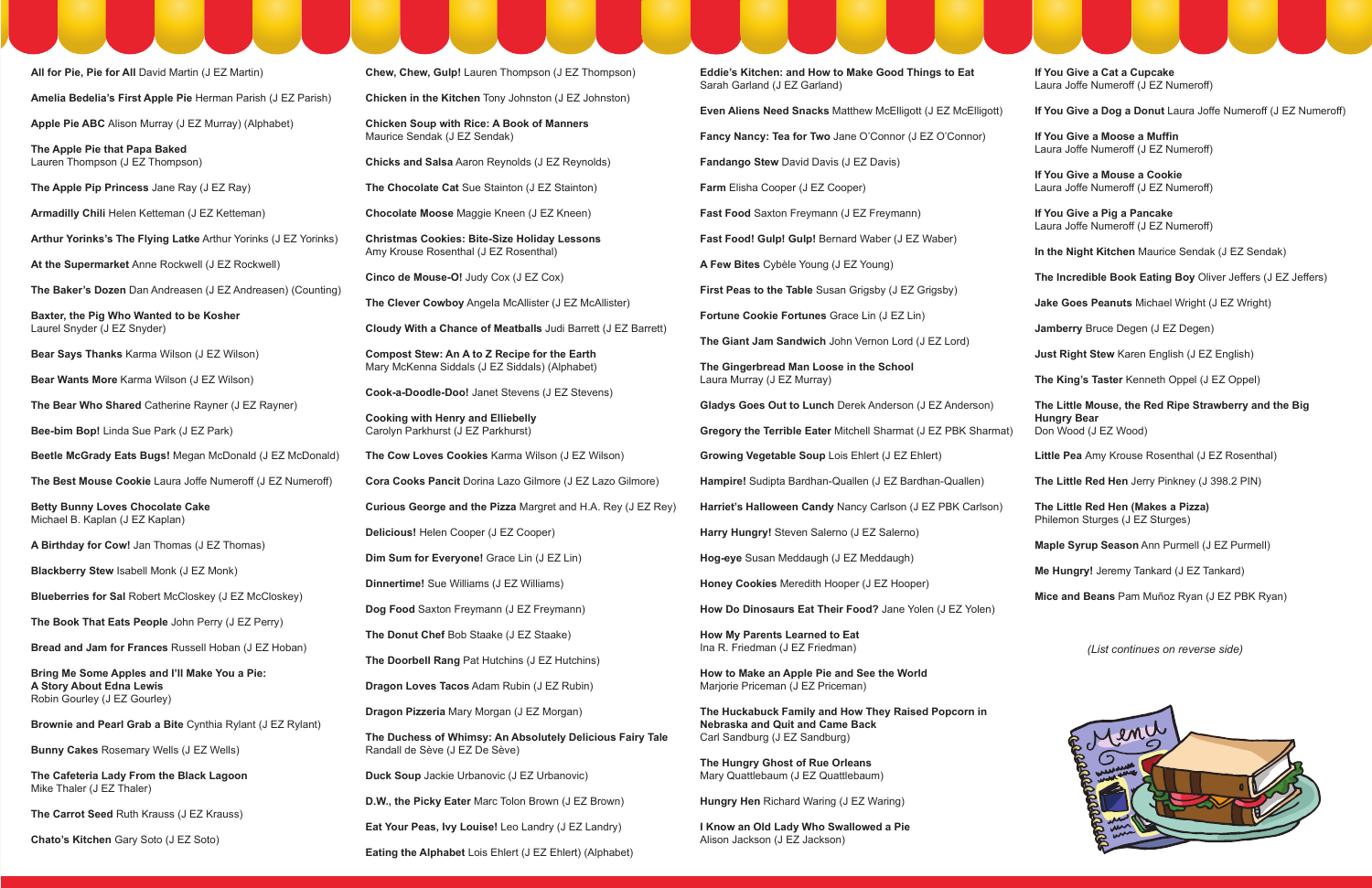**All for Pie, Pie for All** David Martin (J EZ Martin)

**Amelia Bedelia's First Apple Pie** Herman Parish (J EZ Parish)

**Apple Pie ABC** Alison Murray (J EZ Murray) (Alphabet)

**The Apple Pie that Papa Baked**
Lauren Thompson (J EZ Thompson)

**The Apple Pip Princess** Jane Ray (J EZ Ray)

**Armadilly Chili** Helen Ketteman (J EZ Ketteman)

**Arthur Yorinks's The Flying Latke** Arthur Yorinks (J EZ Yorinks)

**At the Supermarket** Anne Rockwell (J EZ Rockwell)

**The Baker's Dozen** Dan Andreasen (J EZ Andreasen) (Counting)

**Baxter, the Pig Who Wanted to be Kosher**
Laurel Snyder (J EZ Snyder)

**Bear Says Thanks** Karma Wilson (J EZ Wilson)

**Bear Wants More** Karma Wilson (J EZ Wilson)

**The Bear Who Shared** Catherine Rayner (J EZ Rayner)

**Bee-bim Bop!** Linda Sue Park (J EZ Park)

**Beetle McGrady Eats Bugs!** Megan McDonald (J EZ McDonald)

**The Best Mouse Cookie** Laura Joffe Numeroff (J EZ Numeroff)

**Betty Bunny Loves Chocolate Cake**
Michael B. Kaplan (J EZ Kaplan)

**A Birthday for Cow!** Jan Thomas (J EZ Thomas)

**Blackberry Stew** Isabell Monk (J EZ Monk)

**Blueberries for Sal** Robert McCloskey (J EZ McCloskey)

**The Book That Eats People** John Perry (J EZ Perry)

**Bread and Jam for Frances** Russell Hoban (J EZ Hoban)

**Bring Me Some Apples and I'll Make You a Pie: A Story About Edna Lewis**
Robin Gourley (J EZ Gourley)

**Brownie and Pearl Grab a Bite** Cynthia Rylant (J EZ Rylant)

**Bunny Cakes** Rosemary Wells (J EZ Wells)

**The Cafeteria Lady From the Black Lagoon**
Mike Thaler (J EZ Thaler)

**The Carrot Seed** Ruth Krauss (J EZ Krauss)

**Chato's Kitchen** Gary Soto (J EZ Soto)

**Chew, Chew, Gulp!** Lauren Thompson (J EZ Thompson)

**Chicken in the Kitchen** Tony Johnston (J EZ Johnston)

**Chicken Soup with Rice: A Book of Manners**
Maurice Sendak (J EZ Sendak)

**Chicks and Salsa** Aaron Reynolds (J EZ Reynolds)

**The Chocolate Cat** Sue Stainton (J EZ Stainton)

**Chocolate Moose** Maggie Kneen (J EZ Kneen)

**Christmas Cookies: Bite-Size Holiday Lessons**
Amy Krouse Rosenthal (J EZ Rosenthal)

**Cinco de Mouse-O!** Judy Cox (J EZ Cox)

**The Clever Cowboy** Angela McAllister (J EZ McAllister)

**Cloudy With a Chance of Meatballs** Judi Barrett (J EZ Barrett)

**Compost Stew: An A to Z Recipe for the Earth**
Mary McKenna Siddals (J EZ Siddals) (Alphabet)

**Cook-a-Doodle-Doo!** Janet Stevens (J EZ Stevens)

**Cooking with Henry and Elliebelly**
Carolyn Parkhurst (J EZ Parkhurst)

**The Cow Loves Cookies** Karma Wilson (J EZ Wilson)

**Cora Cooks Pancit** Dorina Lazo Gilmore (J EZ Lazo Gilmore)

**Curious George and the Pizza** Margret and H.A. Rey (J EZ Rey)

**Delicious!** Helen Cooper (J EZ Cooper)

**Dim Sum for Everyone!** Grace Lin (J EZ Lin)

**Dinnertime!** Sue Williams (J EZ Williams)

**Dog Food** Saxton Freymann (J EZ Freymann)

**The Donut Chef** Bob Staake (J EZ Staake)

**The Doorbell Rang** Pat Hutchins (J EZ Hutchins)

**Dragon Loves Tacos** Adam Rubin (J EZ Rubin)

**Dragon Pizzeria** Mary Morgan (J EZ Morgan)

**The Duchess of Whimsy: An Absolutely Delicious Fairy Tale**
Randall de Sève (J EZ De Sève)

**Duck Soup** Jackie Urbanovic (J EZ Urbanovic)

**D.W., the Picky Eater** Marc Tolon Brown (J EZ Brown)

**Eat Your Peas, Ivy Louise!** Leo Landry (J EZ Landry)

**Eating the Alphabet** Lois Ehlert (J EZ Ehlert) (Alphabet)

**Eddie's Kitchen: and How to Make Good Things to Eat**
Sarah Garland (J EZ Garland)

**Even Aliens Need Snacks** Matthew McElligott (J EZ McElligott)

**Fancy Nancy: Tea for Two** Jane O'Connor (J EZ O'Connor)

**Fandango Stew** David Davis (J EZ Davis)

**Farm** Elisha Cooper (J EZ Cooper)

**Fast Food** Saxton Freymann (J EZ Freymann)

**Fast Food! Gulp! Gulp!** Bernard Waber (J EZ Waber)

**A Few Bites** Cybèle Young (J EZ Young)

**First Peas to the Table** Susan Grigsby (J EZ Grigsby)

**Fortune Cookie Fortunes** Grace Lin (J EZ Lin)

**The Giant Jam Sandwich** John Vernon Lord (J EZ Lord)

**The Gingerbread Man Loose in the School**
Laura Murray (J EZ Murray)

**Gladys Goes Out to Lunch** Derek Anderson (J EZ Anderson)

**Gregory the Terrible Eater** Mitchell Sharmat (J EZ PBK Sharmat)

**Growing Vegetable Soup** Lois Ehlert (J EZ Ehlert)

**Hampire!** Sudipta Bardhan-Quallen (J EZ Bardhan-Quallen)

**Harriet's Halloween Candy** Nancy Carlson (J EZ PBK Carlson)

**Harry Hungry!** Steven Salerno (J EZ Salerno)

**Hog-eye** Susan Meddaugh (J EZ Meddaugh)

**Honey Cookies** Meredith Hooper (J EZ Hooper)

**How Do Dinosaurs Eat Their Food?** Jane Yolen (J EZ Yolen)

**How My Parents Learned to Eat**
Ina R. Friedman (J EZ Friedman)

**How to Make an Apple Pie and See the World**
Marjorie Priceman (J EZ Priceman)

**The Huckabuck Family and How They Raised Popcorn in Nebraska and Quit and Came Back**
Carl Sandburg (J EZ Sandburg)

**The Hungry Ghost of Rue Orleans**
Mary Quattlebaum (J EZ Quattlebaum)

**Hungry Hen** Richard Waring (J EZ Waring)

**I Know an Old Lady Who Swallowed a Pie**
Alison Jackson (J EZ Jackson)

**If You Give a Cat a Cupcake**
Laura Joffe Numeroff (J EZ Numeroff)

**If You Give a Dog a Donut** Laura Joffe Numeroff (J EZ Numeroff)

**If You Give a Moose a Muffin**
Laura Joffe Numeroff (J EZ Numeroff)

**If You Give a Mouse a Cookie**
Laura Joffe Numeroff (J EZ Numeroff)

**If You Give a Pig a Pancake**
Laura Joffe Numeroff (J EZ Numeroff)

**In the Night Kitchen** Maurice Sendak (J EZ Sendak)

**The Incredible Book Eating Boy** Oliver Jeffers (J EZ Jeffers)

**Jake Goes Peanuts** Michael Wright (J EZ Wright)

**Jamberry** Bruce Degen (J EZ Degen)

**Just Right Stew** Karen English (J EZ English)

**The King's Taster** Kenneth Oppel (J EZ Oppel)

**The Little Mouse, the Red Ripe Strawberry and the Big Hungry Bear**
Don Wood (J EZ Wood)

**Little Pea** Amy Krouse Rosenthal (J EZ Rosenthal)

**The Little Red Hen** Jerry Pinkney (J 398.2 PIN)

**The Little Red Hen (Makes a Pizza)**
Philemon Sturges (J EZ Sturges)

**Maple Syrup Season** Ann Purmell (J EZ Purmell)

**Me Hungry!** Jeremy Tankard (J EZ Tankard)

**Mice and Beans** Pam Muñoz Ryan (J EZ PBK Ryan)

*(List continues on reverse side)*